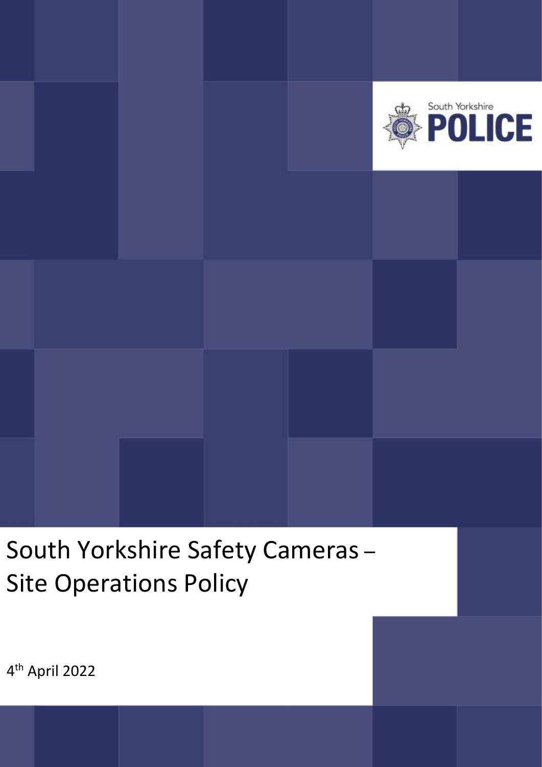South Yorkshire POLICE

# South Yorkshire Safety Cameras – Site Operations Policy

4th April 2022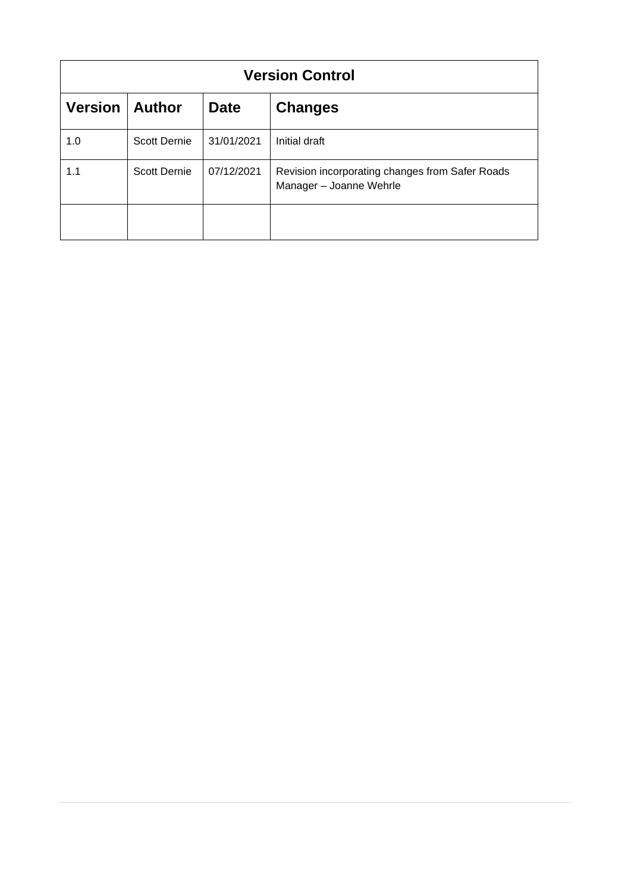| Version Control | | | |
|---|---|---|---|
| **Version** | **Author** | **Date** | **Changes** |
| 1.0 | Scott Dernie | 31/01/2021 | Initial draft |
| 1.1 | Scott Dernie | 07/12/2021 | Revision incorporating changes from Safer Roads Manager – Joanne Wehrle |
| | | | |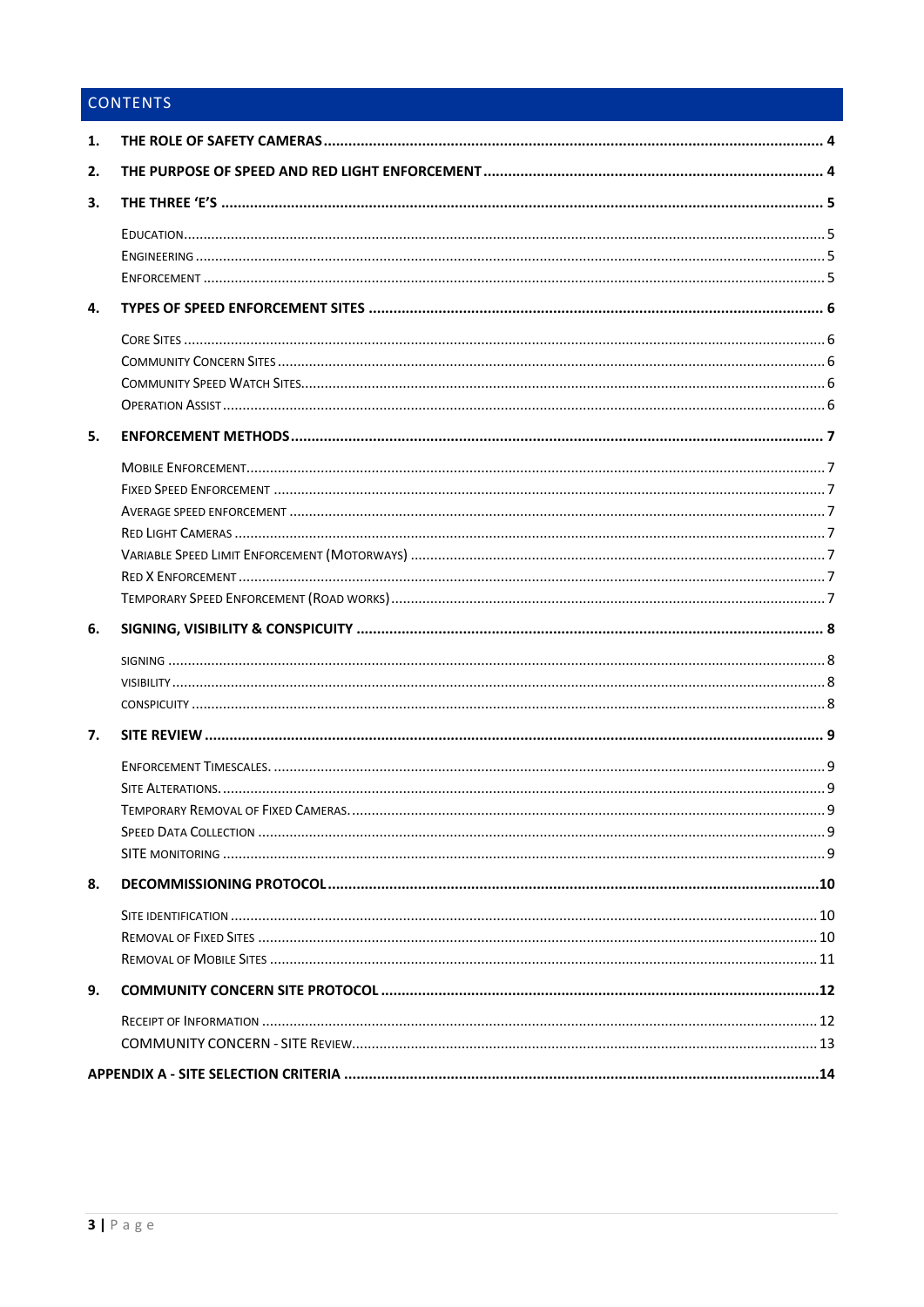## CONTENTS

1. **THE ROLE OF SAFETY CAMERAS** ..... 4
2. **THE PURPOSE OF SPEED AND RED LIGHT ENFORCEMENT** ..... 4
3. **THE THREE 'E'S** ..... 5
   - Education ..... 5
   - Engineering ..... 5
   - Enforcement ..... 5
4. **TYPES OF SPEED ENFORCEMENT SITES** ..... 6
   - Core Sites ..... 6
   - Community Concern Sites ..... 6
   - Community Speed Watch Sites ..... 6
   - Operation Assist ..... 6
5. **ENFORCEMENT METHODS** ..... 7
   - Mobile Enforcement ..... 7
   - Fixed Speed Enforcement ..... 7
   - Average speed enforcement ..... 7
   - Red Light Cameras ..... 7
   - Variable Speed Limit Enforcement (Motorways) ..... 7
   - Red X Enforcement ..... 7
   - Temporary Speed Enforcement (Road works) ..... 7
6. **SIGNING, VISIBILITY & CONSPICUITY** ..... 8
   - signing ..... 8
   - visibility ..... 8
   - conspicuity ..... 8
7. **SITE REVIEW** ..... 9
   - Enforcement Timescales. ..... 9
   - Site Alterations. ..... 9
   - Temporary Removal of Fixed Cameras. ..... 9
   - Speed Data Collection ..... 9
   - SITE monitoring ..... 9
8. **DECOMMISSIONING PROTOCOL** ..... 10
   - Site identification ..... 10
   - Removal of Fixed Sites ..... 10
   - Removal of Mobile Sites ..... 11
9. **COMMUNITY CONCERN SITE PROTOCOL** ..... 12
   - Receipt of Information ..... 12
   - COMMUNITY CONCERN - SITE Review ..... 13

**APPENDIX A - SITE SELECTION CRITERIA** ..... 14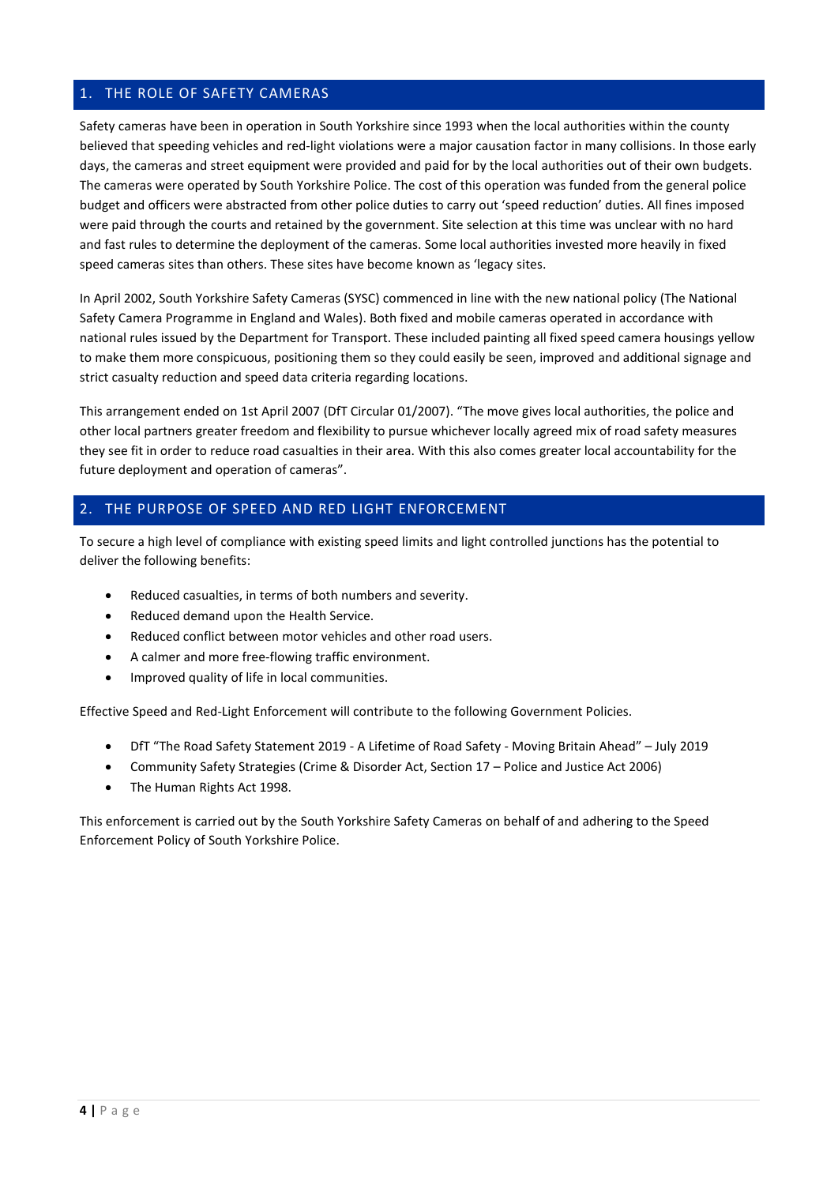## 1. THE ROLE OF SAFETY CAMERAS

Safety cameras have been in operation in South Yorkshire since 1993 when the local authorities within the county believed that speeding vehicles and red-light violations were a major causation factor in many collisions. In those early days, the cameras and street equipment were provided and paid for by the local authorities out of their own budgets. The cameras were operated by South Yorkshire Police. The cost of this operation was funded from the general police budget and officers were abstracted from other police duties to carry out 'speed reduction' duties. All fines imposed were paid through the courts and retained by the government. Site selection at this time was unclear with no hard and fast rules to determine the deployment of the cameras. Some local authorities invested more heavily in fixed speed cameras sites than others. These sites have become known as 'legacy sites.

In April 2002, South Yorkshire Safety Cameras (SYSC) commenced in line with the new national policy (The National Safety Camera Programme in England and Wales). Both fixed and mobile cameras operated in accordance with national rules issued by the Department for Transport. These included painting all fixed speed camera housings yellow to make them more conspicuous, positioning them so they could easily be seen, improved and additional signage and strict casualty reduction and speed data criteria regarding locations.

This arrangement ended on 1st April 2007 (DfT Circular 01/2007). "The move gives local authorities, the police and other local partners greater freedom and flexibility to pursue whichever locally agreed mix of road safety measures they see fit in order to reduce road casualties in their area. With this also comes greater local accountability for the future deployment and operation of cameras".

## 2. THE PURPOSE OF SPEED AND RED LIGHT ENFORCEMENT

To secure a high level of compliance with existing speed limits and light controlled junctions has the potential to deliver the following benefits:

- Reduced casualties, in terms of both numbers and severity.
- Reduced demand upon the Health Service.
- Reduced conflict between motor vehicles and other road users.
- A calmer and more free-flowing traffic environment.
- Improved quality of life in local communities.

Effective Speed and Red-Light Enforcement will contribute to the following Government Policies.

- DfT "The Road Safety Statement 2019 - A Lifetime of Road Safety - Moving Britain Ahead" – July 2019
- Community Safety Strategies (Crime & Disorder Act, Section 17 – Police and Justice Act 2006)
- The Human Rights Act 1998.

This enforcement is carried out by the South Yorkshire Safety Cameras on behalf of and adhering to the Speed Enforcement Policy of South Yorkshire Police.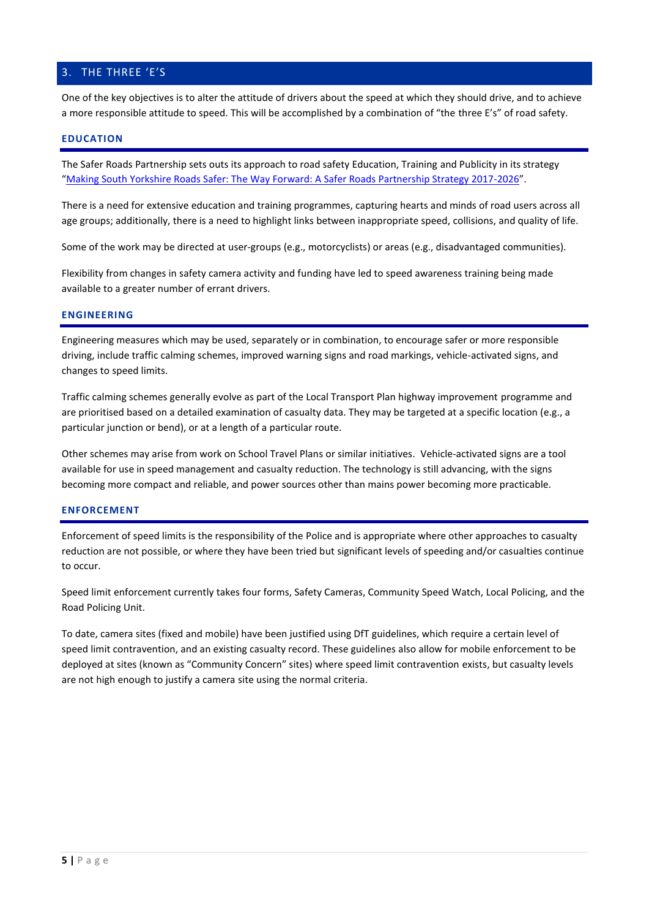## 3. THE THREE 'E'S

One of the key objectives is to alter the attitude of drivers about the speed at which they should drive, and to achieve a more responsible attitude to speed. This will be accomplished by a combination of "the three E's" of road safety.

### EDUCATION

The Safer Roads Partnership sets outs its approach to road safety Education, Training and Publicity in its strategy "Making South Yorkshire Roads Safer: The Way Forward: A Safer Roads Partnership Strategy 2017-2026".

There is a need for extensive education and training programmes, capturing hearts and minds of road users across all age groups; additionally, there is a need to highlight links between inappropriate speed, collisions, and quality of life.

Some of the work may be directed at user-groups (e.g., motorcyclists) or areas (e.g., disadvantaged communities).

Flexibility from changes in safety camera activity and funding have led to speed awareness training being made available to a greater number of errant drivers.

### ENGINEERING

Engineering measures which may be used, separately or in combination, to encourage safer or more responsible driving, include traffic calming schemes, improved warning signs and road markings, vehicle-activated signs, and changes to speed limits.

Traffic calming schemes generally evolve as part of the Local Transport Plan highway improvement programme and are prioritised based on a detailed examination of casualty data. They may be targeted at a specific location (e.g., a particular junction or bend), or at a length of a particular route.

Other schemes may arise from work on School Travel Plans or similar initiatives. Vehicle-activated signs are a tool available for use in speed management and casualty reduction. The technology is still advancing, with the signs becoming more compact and reliable, and power sources other than mains power becoming more practicable.

### ENFORCEMENT

Enforcement of speed limits is the responsibility of the Police and is appropriate where other approaches to casualty reduction are not possible, or where they have been tried but significant levels of speeding and/or casualties continue to occur.

Speed limit enforcement currently takes four forms, Safety Cameras, Community Speed Watch, Local Policing, and the Road Policing Unit.

To date, camera sites (fixed and mobile) have been justified using DfT guidelines, which require a certain level of speed limit contravention, and an existing casualty record. These guidelines also allow for mobile enforcement to be deployed at sites (known as "Community Concern" sites) where speed limit contravention exists, but casualty levels are not high enough to justify a camera site using the normal criteria.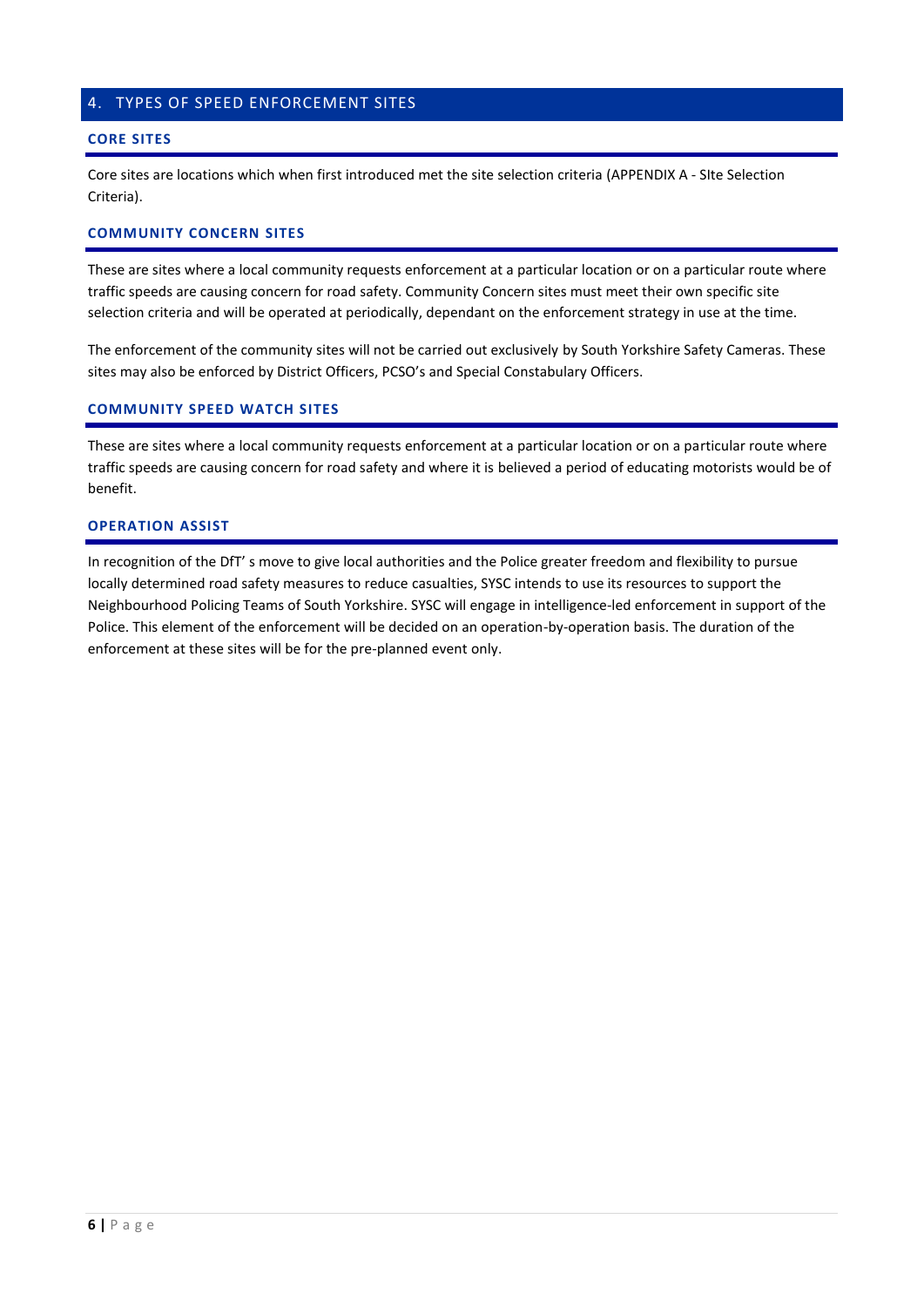## 4. TYPES OF SPEED ENFORCEMENT SITES

### CORE SITES

Core sites are locations which when first introduced met the site selection criteria (APPENDIX A - SIte Selection Criteria).

### COMMUNITY CONCERN SITES

These are sites where a local community requests enforcement at a particular location or on a particular route where traffic speeds are causing concern for road safety. Community Concern sites must meet their own specific site selection criteria and will be operated at periodically, dependant on the enforcement strategy in use at the time.

The enforcement of the community sites will not be carried out exclusively by South Yorkshire Safety Cameras. These sites may also be enforced by District Officers, PCSO's and Special Constabulary Officers.

### COMMUNITY SPEED WATCH SITES

These are sites where a local community requests enforcement at a particular location or on a particular route where traffic speeds are causing concern for road safety and where it is believed a period of educating motorists would be of benefit.

### OPERATION ASSIST

In recognition of the DfT' s move to give local authorities and the Police greater freedom and flexibility to pursue locally determined road safety measures to reduce casualties, SYSC intends to use its resources to support the Neighbourhood Policing Teams of South Yorkshire. SYSC will engage in intelligence-led enforcement in support of the Police. This element of the enforcement will be decided on an operation-by-operation basis. The duration of the enforcement at these sites will be for the pre-planned event only.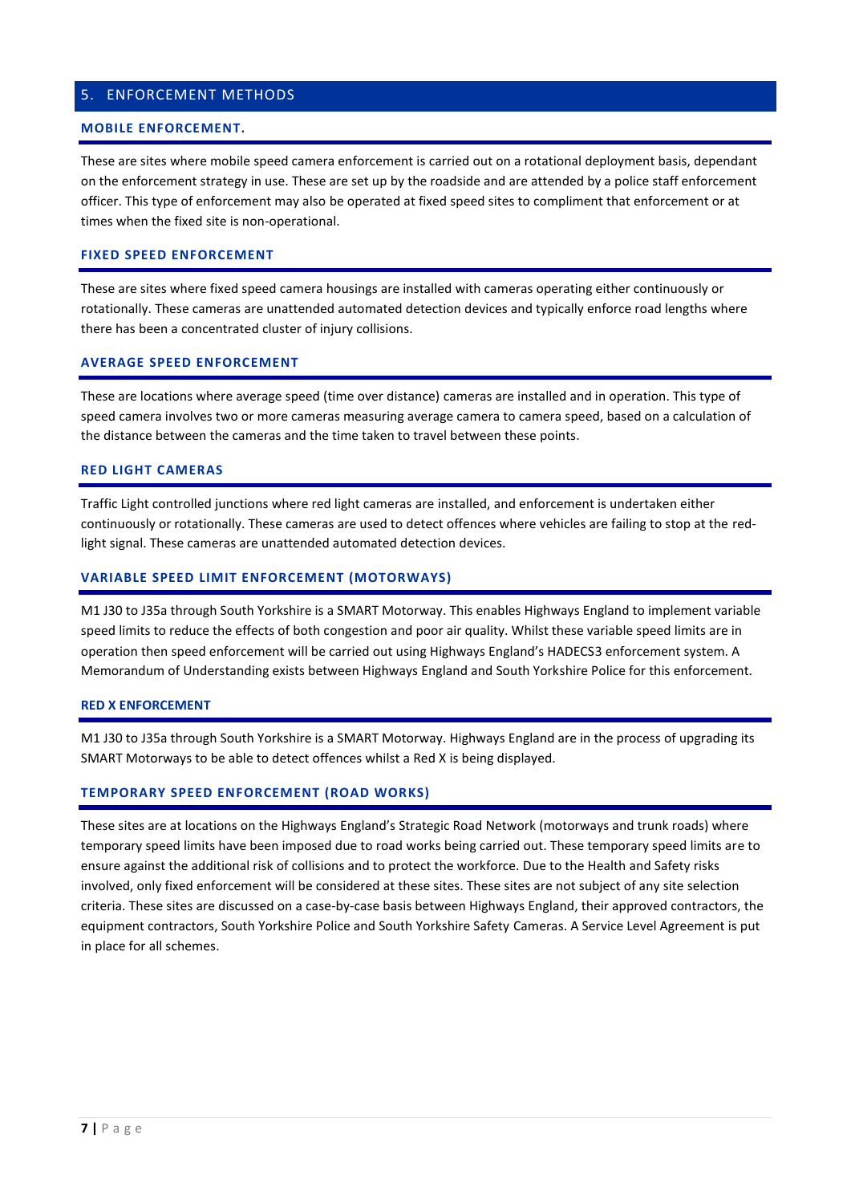## 5. ENFORCEMENT METHODS

### MOBILE ENFORCEMENT.

These are sites where mobile speed camera enforcement is carried out on a rotational deployment basis, dependant on the enforcement strategy in use. These are set up by the roadside and are attended by a police staff enforcement officer. This type of enforcement may also be operated at fixed speed sites to compliment that enforcement or at times when the fixed site is non-operational.

### FIXED SPEED ENFORCEMENT

These are sites where fixed speed camera housings are installed with cameras operating either continuously or rotationally. These cameras are unattended automated detection devices and typically enforce road lengths where there has been a concentrated cluster of injury collisions.

### AVERAGE SPEED ENFORCEMENT

These are locations where average speed (time over distance) cameras are installed and in operation. This type of speed camera involves two or more cameras measuring average camera to camera speed, based on a calculation of the distance between the cameras and the time taken to travel between these points.

### RED LIGHT CAMERAS

Traffic Light controlled junctions where red light cameras are installed, and enforcement is undertaken either continuously or rotationally. These cameras are used to detect offences where vehicles are failing to stop at the red-light signal. These cameras are unattended automated detection devices.

### VARIABLE SPEED LIMIT ENFORCEMENT (MOTORWAYS)

M1 J30 to J35a through South Yorkshire is a SMART Motorway. This enables Highways England to implement variable speed limits to reduce the effects of both congestion and poor air quality. Whilst these variable speed limits are in operation then speed enforcement will be carried out using Highways England's HADECS3 enforcement system. A Memorandum of Understanding exists between Highways England and South Yorkshire Police for this enforcement.

### RED X ENFORCEMENT

M1 J30 to J35a through South Yorkshire is a SMART Motorway. Highways England are in the process of upgrading its SMART Motorways to be able to detect offences whilst a Red X is being displayed.

### TEMPORARY SPEED ENFORCEMENT (ROAD WORKS)

These sites are at locations on the Highways England's Strategic Road Network (motorways and trunk roads) where temporary speed limits have been imposed due to road works being carried out. These temporary speed limits are to ensure against the additional risk of collisions and to protect the workforce. Due to the Health and Safety risks involved, only fixed enforcement will be considered at these sites. These sites are not subject of any site selection criteria. These sites are discussed on a case-by-case basis between Highways England, their approved contractors, the equipment contractors, South Yorkshire Police and South Yorkshire Safety Cameras. A Service Level Agreement is put in place for all schemes.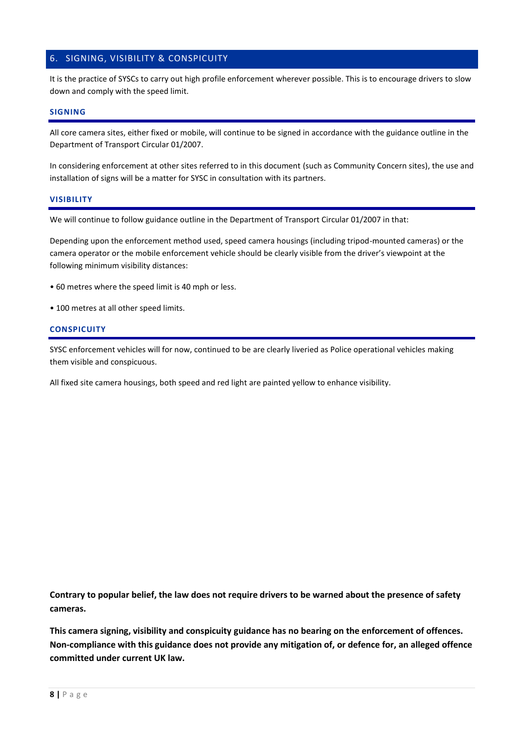## 6. SIGNING, VISIBILITY & CONSPICUITY

It is the practice of SYSCs to carry out high profile enforcement wherever possible. This is to encourage drivers to slow down and comply with the speed limit.

### SIGNING

All core camera sites, either fixed or mobile, will continue to be signed in accordance with the guidance outline in the Department of Transport Circular 01/2007.

In considering enforcement at other sites referred to in this document (such as Community Concern sites), the use and installation of signs will be a matter for SYSC in consultation with its partners.

### VISIBILITY

We will continue to follow guidance outline in the Department of Transport Circular 01/2007 in that:

Depending upon the enforcement method used, speed camera housings (including tripod-mounted cameras) or the camera operator or the mobile enforcement vehicle should be clearly visible from the driver's viewpoint at the following minimum visibility distances:

- 60 metres where the speed limit is 40 mph or less.
- 100 metres at all other speed limits.

### CONSPICUITY

SYSC enforcement vehicles will for now, continued to be are clearly liveried as Police operational vehicles making them visible and conspicuous.

All fixed site camera housings, both speed and red light are painted yellow to enhance visibility.

**Contrary to popular belief, the law does not require drivers to be warned about the presence of safety cameras.**

**This camera signing, visibility and conspicuity guidance has no bearing on the enforcement of offences. Non-compliance with this guidance does not provide any mitigation of, or defence for, an alleged offence committed under current UK law.**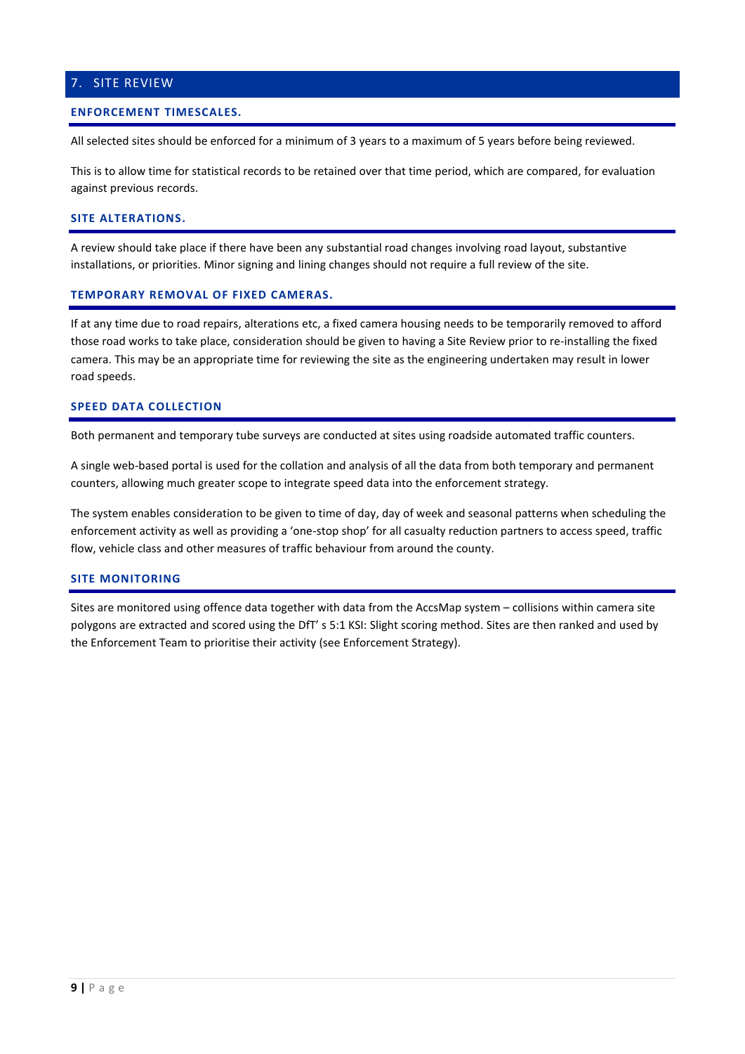## 7. SITE REVIEW

### ENFORCEMENT TIMESCALES.

All selected sites should be enforced for a minimum of 3 years to a maximum of 5 years before being reviewed.

This is to allow time for statistical records to be retained over that time period, which are compared, for evaluation against previous records.

### SITE ALTERATIONS.

A review should take place if there have been any substantial road changes involving road layout, substantive installations, or priorities. Minor signing and lining changes should not require a full review of the site.

### TEMPORARY REMOVAL OF FIXED CAMERAS.

If at any time due to road repairs, alterations etc, a fixed camera housing needs to be temporarily removed to afford those road works to take place, consideration should be given to having a Site Review prior to re-installing the fixed camera. This may be an appropriate time for reviewing the site as the engineering undertaken may result in lower road speeds.

### SPEED DATA COLLECTION

Both permanent and temporary tube surveys are conducted at sites using roadside automated traffic counters.

A single web-based portal is used for the collation and analysis of all the data from both temporary and permanent counters, allowing much greater scope to integrate speed data into the enforcement strategy.

The system enables consideration to be given to time of day, day of week and seasonal patterns when scheduling the enforcement activity as well as providing a 'one-stop shop' for all casualty reduction partners to access speed, traffic flow, vehicle class and other measures of traffic behaviour from around the county.

### SITE MONITORING

Sites are monitored using offence data together with data from the AccsMap system – collisions within camera site polygons are extracted and scored using the DfT' s 5:1 KSI: Slight scoring method. Sites are then ranked and used by the Enforcement Team to prioritise their activity (see Enforcement Strategy).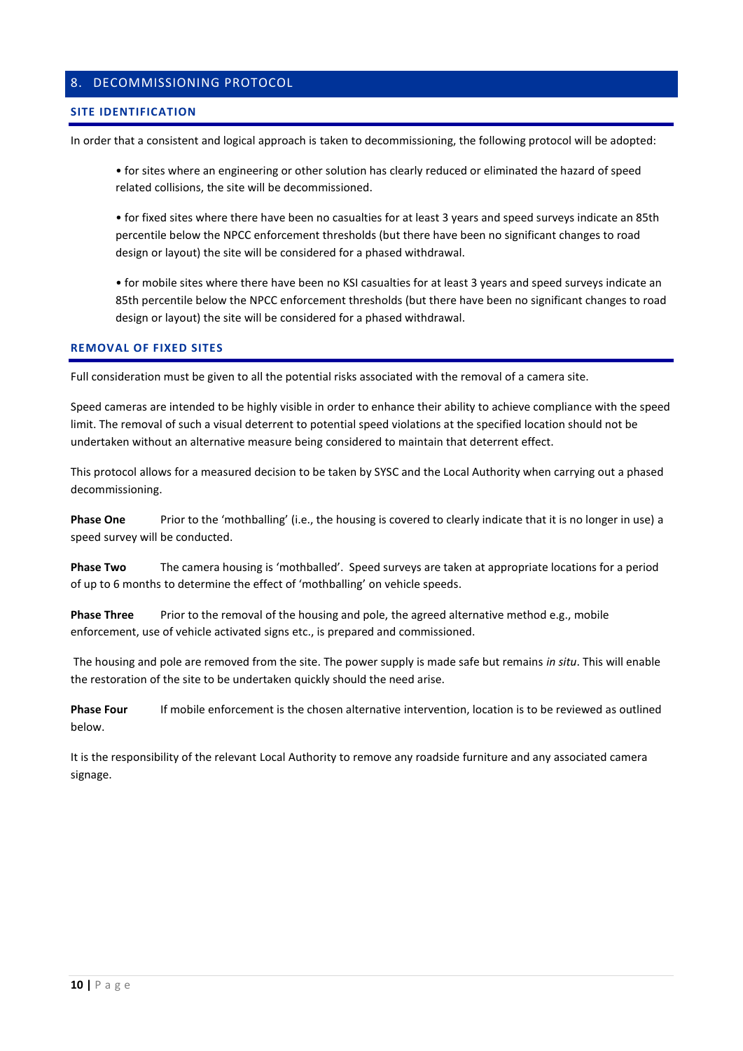## 8. DECOMMISSIONING PROTOCOL

### SITE IDENTIFICATION

In order that a consistent and logical approach is taken to decommissioning, the following protocol will be adopted:

- for sites where an engineering or other solution has clearly reduced or eliminated the hazard of speed related collisions, the site will be decommissioned.
- for fixed sites where there have been no casualties for at least 3 years and speed surveys indicate an 85th percentile below the NPCC enforcement thresholds (but there have been no significant changes to road design or layout) the site will be considered for a phased withdrawal.
- for mobile sites where there have been no KSI casualties for at least 3 years and speed surveys indicate an 85th percentile below the NPCC enforcement thresholds (but there have been no significant changes to road design or layout) the site will be considered for a phased withdrawal.

### REMOVAL OF FIXED SITES

Full consideration must be given to all the potential risks associated with the removal of a camera site.

Speed cameras are intended to be highly visible in order to enhance their ability to achieve compliance with the speed limit. The removal of such a visual deterrent to potential speed violations at the specified location should not be undertaken without an alternative measure being considered to maintain that deterrent effect.

This protocol allows for a measured decision to be taken by SYSC and the Local Authority when carrying out a phased decommissioning.

**Phase One** Prior to the 'mothballing' (i.e., the housing is covered to clearly indicate that it is no longer in use) a speed survey will be conducted.

**Phase Two** The camera housing is 'mothballed'. Speed surveys are taken at appropriate locations for a period of up to 6 months to determine the effect of 'mothballing' on vehicle speeds.

**Phase Three** Prior to the removal of the housing and pole, the agreed alternative method e.g., mobile enforcement, use of vehicle activated signs etc., is prepared and commissioned.

The housing and pole are removed from the site. The power supply is made safe but remains *in situ*. This will enable the restoration of the site to be undertaken quickly should the need arise.

**Phase Four** If mobile enforcement is the chosen alternative intervention, location is to be reviewed as outlined below.

It is the responsibility of the relevant Local Authority to remove any roadside furniture and any associated camera signage.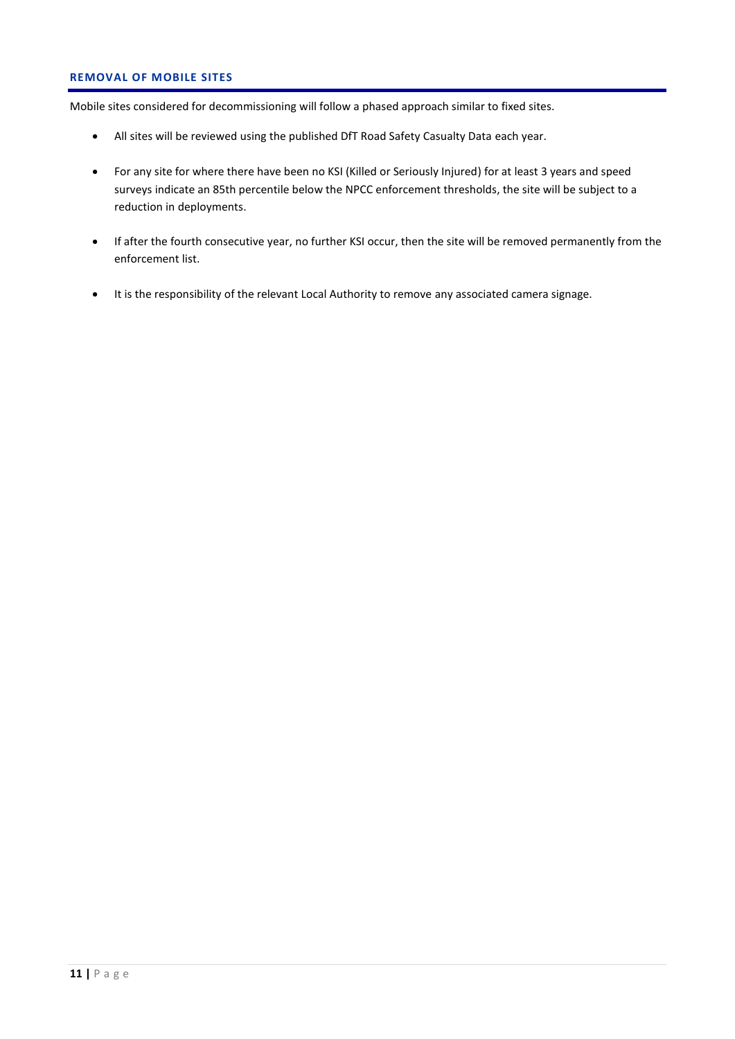## REMOVAL OF MOBILE SITES

Mobile sites considered for decommissioning will follow a phased approach similar to fixed sites.

- All sites will be reviewed using the published DfT Road Safety Casualty Data each year.
- For any site for where there have been no KSI (Killed or Seriously Injured) for at least 3 years and speed surveys indicate an 85th percentile below the NPCC enforcement thresholds, the site will be subject to a reduction in deployments.
- If after the fourth consecutive year, no further KSI occur, then the site will be removed permanently from the enforcement list.
- It is the responsibility of the relevant Local Authority to remove any associated camera signage.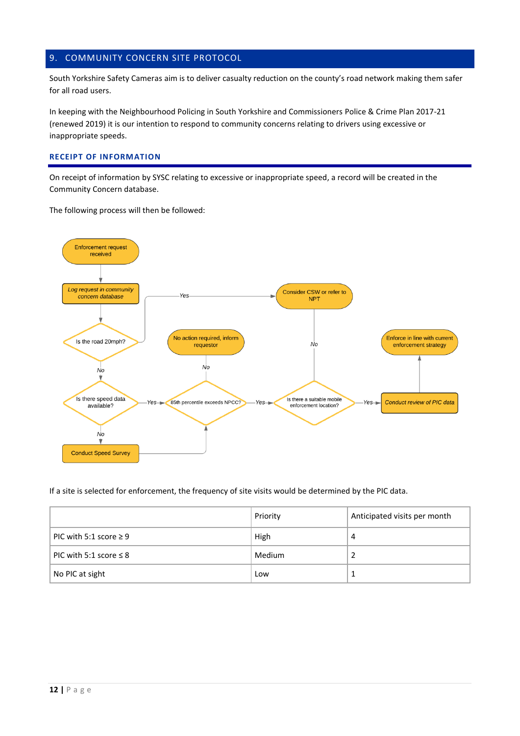## 9. COMMUNITY CONCERN SITE PROTOCOL

South Yorkshire Safety Cameras aim is to deliver casualty reduction on the county's road network making them safer for all road users.

In keeping with the Neighbourhood Policing in South Yorkshire and Commissioners Police & Crime Plan 2017-21 (renewed 2019) it is our intention to respond to community concerns relating to drivers using excessive or inappropriate speeds.

### RECEIPT OF INFORMATION

On receipt of information by SYSC relating to excessive or inappropriate speed, a record will be created in the Community Concern database.

The following process will then be followed:

- Enforcement request received
- *Log request in community concern database*
- Is the road 20mph?
  - Yes → Consider CSW or refer to NPT
  - No → Is there speed data available?
- Is there speed data available?
  - No → Conduct Speed Survey → 85th percentile exceeds NPCC?
  - Yes → 85th percentile exceeds NPCC?
- 85th percentile exceeds NPCC?
  - No → No action required, inform requestor
  - Yes → Is there a suitable mobile enforcement location?
- Is there a suitable mobile enforcement location?
  - No → Consider CSW or refer to NPT
  - Yes → *Conduct review of PIC data* → Enforce in line with current enforcement strategy

If a site is selected for enforcement, the frequency of site visits would be determined by the PIC data.

| | Priority | Anticipated visits per month |
|---|---|---|
| PIC with 5:1 score ≥ 9 | High | 4 |
| PIC with 5:1 score ≤ 8 | Medium | 2 |
| No PIC at sight | Low | 1 |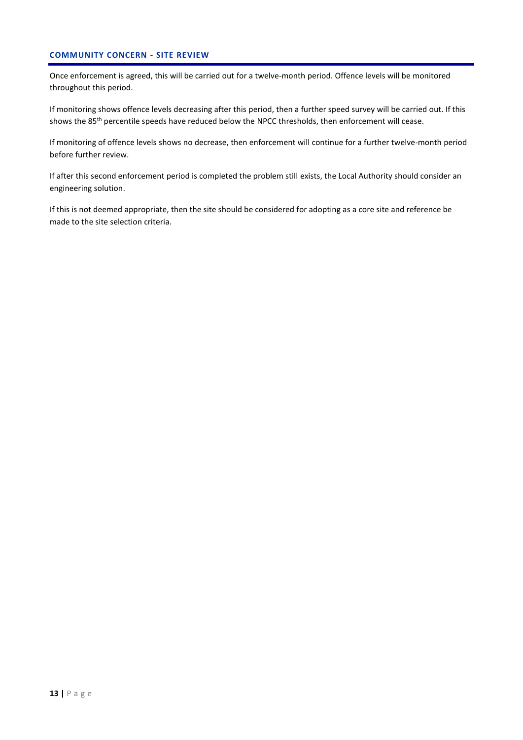## COMMUNITY CONCERN - SITE REVIEW

Once enforcement is agreed, this will be carried out for a twelve-month period. Offence levels will be monitored throughout this period.

If monitoring shows offence levels decreasing after this period, then a further speed survey will be carried out. If this shows the $85^{th}$ percentile speeds have reduced below the NPCC thresholds, then enforcement will cease.

If monitoring of offence levels shows no decrease, then enforcement will continue for a further twelve-month period before further review.

If after this second enforcement period is completed the problem still exists, the Local Authority should consider an engineering solution.

If this is not deemed appropriate, then the site should be considered for adopting as a core site and reference be made to the site selection criteria.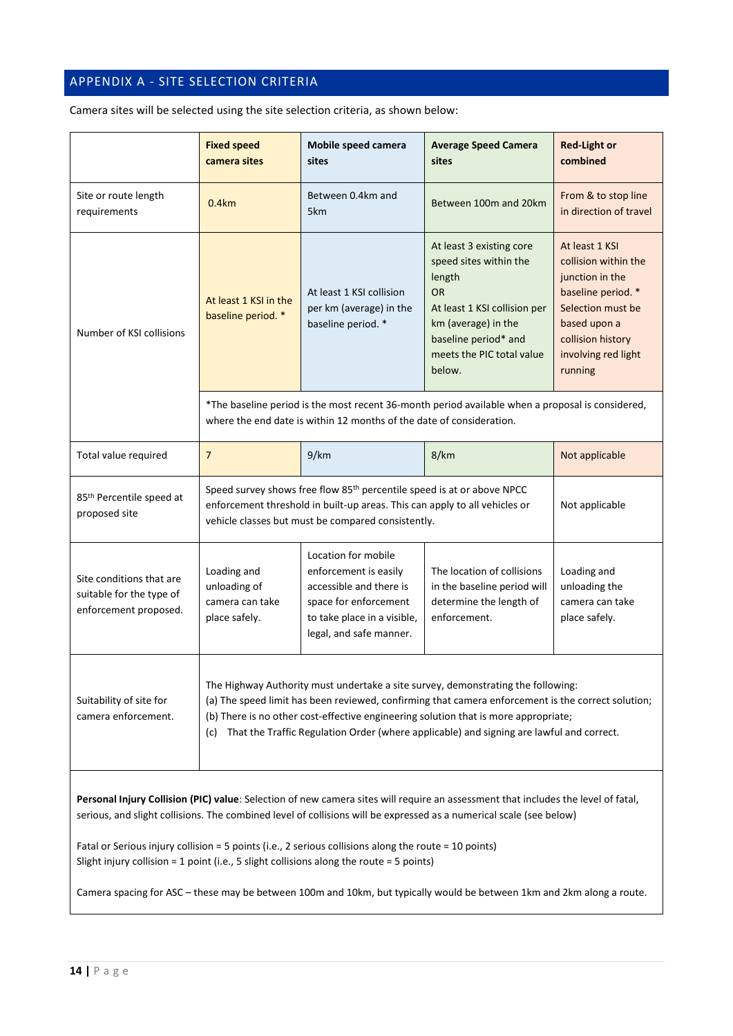## APPENDIX A - SITE SELECTION CRITERIA

Camera sites will be selected using the site selection criteria, as shown below:

| | **Fixed speed camera sites** | **Mobile speed camera sites** | **Average Speed Camera sites** | **Red-Light or combined** |
|---|---|---|---|---|
| Site or route length requirements | 0.4km | Between 0.4km and 5km | Between 100m and 20km | From & to stop line in direction of travel |
| Number of KSI collisions | At least 1 KSI in the baseline period. * | At least 1 KSI collision per km (average) in the baseline period. * | At least 3 existing core speed sites within the length OR At least 1 KSI collision per km (average) in the baseline period* and meets the PIC total value below. | At least 1 KSI collision within the junction in the baseline period. * Selection must be based upon a collision history involving red light running |
| | *The baseline period is the most recent 36-month period available when a proposal is considered, where the end date is within 12 months of the date of consideration. | | | |
| Total value required | 7 | 9/km | 8/km | Not applicable |
| 85th Percentile speed at proposed site | Speed survey shows free flow 85th percentile speed is at or above NPCC enforcement threshold in built-up areas. This can apply to all vehicles or vehicle classes but must be compared consistently. | | | Not applicable |
| Site conditions that are suitable for the type of enforcement proposed. | Loading and unloading of camera can take place safely. | Location for mobile enforcement is easily accessible and there is space for enforcement to take place in a visible, legal, and safe manner. | The location of collisions in the baseline period will determine the length of enforcement. | Loading and unloading the camera can take place safely. |
| Suitability of site for camera enforcement. | The Highway Authority must undertake a site survey, demonstrating the following:<br>(a) The speed limit has been reviewed, confirming that camera enforcement is the correct solution;<br>(b) There is no other cost-effective engineering solution that is more appropriate;<br>(c) That the Traffic Regulation Order (where applicable) and signing are lawful and correct. | | | |

**Personal Injury Collision (PIC) value**: Selection of new camera sites will require an assessment that includes the level of fatal, serious, and slight collisions. The combined level of collisions will be expressed as a numerical scale (see below)

Fatal or Serious injury collision = 5 points (i.e., 2 serious collisions along the route = 10 points)
Slight injury collision = 1 point (i.e., 5 slight collisions along the route = 5 points)

Camera spacing for ASC – these may be between 100m and 10km, but typically would be between 1km and 2km along a route.